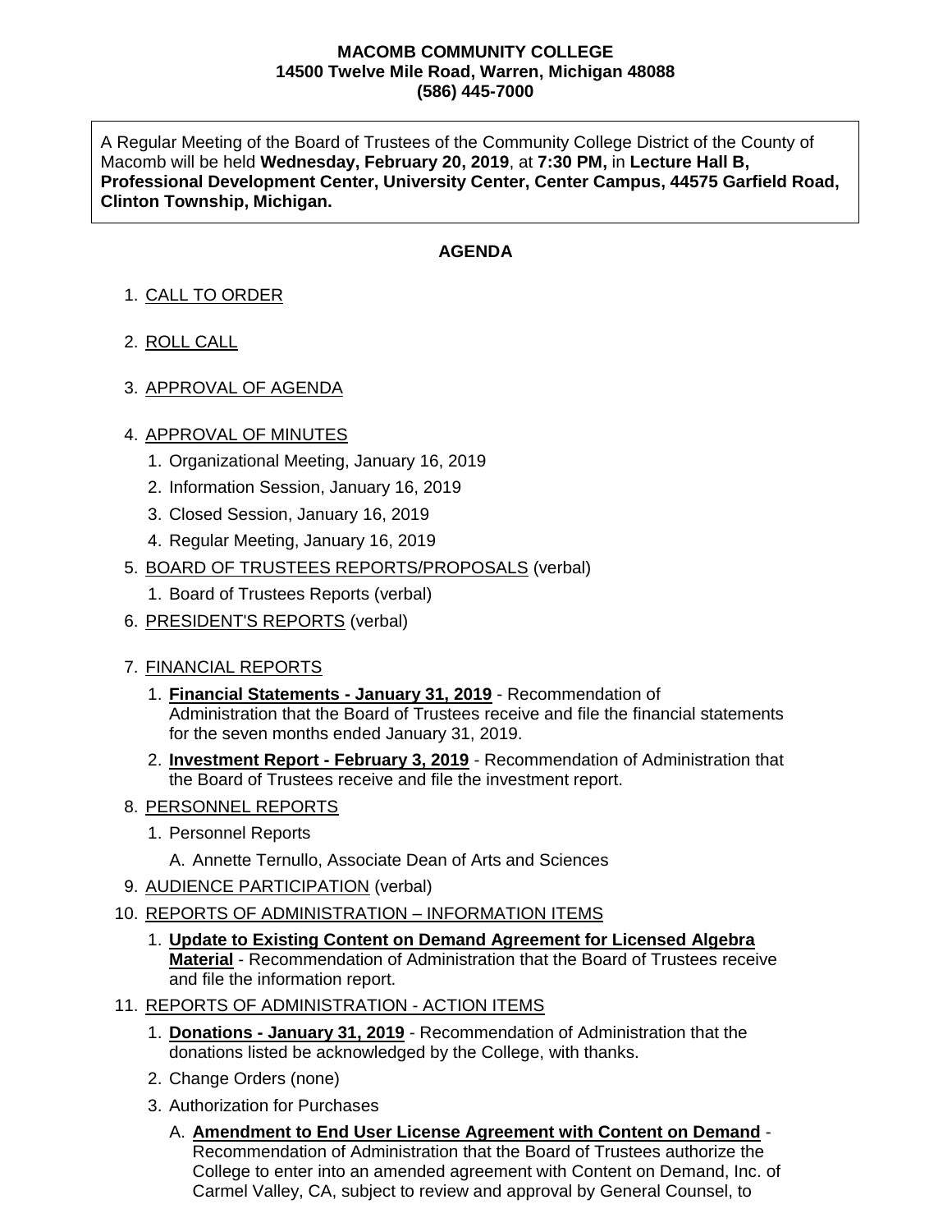**MACOMB COMMUNITY COLLEGE**
**14500 Twelve Mile Road, Warren, Michigan 48088**
**(586) 445-7000**

A Regular Meeting of the Board of Trustees of the Community College District of the County of Macomb will be held **Wednesday, February 20, 2019**, at **7:30 PM,** in **Lecture Hall B, Professional Development Center, University Center, Center Campus, 44575 Garfield Road, Clinton Township, Michigan.**

## AGENDA

1. CALL TO ORDER

2. ROLL CALL

3. APPROVAL OF AGENDA

4. APPROVAL OF MINUTES
   1. Organizational Meeting, January 16, 2019
   2. Information Session, January 16, 2019
   3. Closed Session, January 16, 2019
   4. Regular Meeting, January 16, 2019
5. BOARD OF TRUSTEES REPORTS/PROPOSALS (verbal)
   1. Board of Trustees Reports (verbal)
6. PRESIDENT'S REPORTS (verbal)

7. FINANCIAL REPORTS
   1. **Financial Statements - January 31, 2019** - Recommendation of Administration that the Board of Trustees receive and file the financial statements for the seven months ended January 31, 2019.
   2. **Investment Report - February 3, 2019** - Recommendation of Administration that the Board of Trustees receive and file the investment report.
8. PERSONNEL REPORTS
   1. Personnel Reports

      A. Annette Ternullo, Associate Dean of Arts and Sciences
9. AUDIENCE PARTICIPATION (verbal)
10. REPORTS OF ADMINISTRATION – INFORMATION ITEMS
    1. **Update to Existing Content on Demand Agreement for Licensed Algebra Material** - Recommendation of Administration that the Board of Trustees receive and file the information report.
11. REPORTS OF ADMINISTRATION - ACTION ITEMS
    1. **Donations - January 31, 2019** - Recommendation of Administration that the donations listed be acknowledged by the College, with thanks.
    2. Change Orders (none)
    3. Authorization for Purchases

       A. **Amendment to End User License Agreement with Content on Demand** - Recommendation of Administration that the Board of Trustees authorize the College to enter into an amended agreement with Content on Demand, Inc. of Carmel Valley, CA, subject to review and approval by General Counsel, to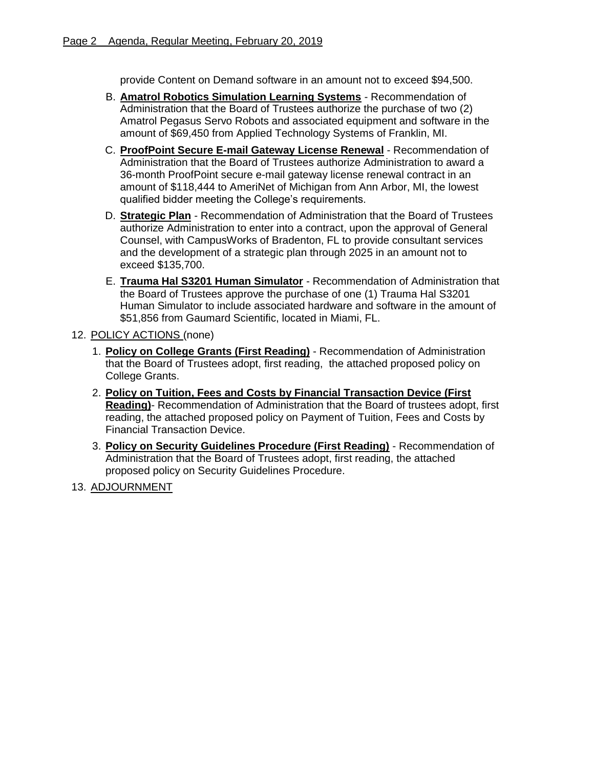provide Content on Demand software in an amount not to exceed $94,500.

B. **Amatrol Robotics Simulation Learning Systems** - Recommendation of Administration that the Board of Trustees authorize the purchase of two (2) Amatrol Pegasus Servo Robots and associated equipment and software in the amount of $69,450 from Applied Technology Systems of Franklin, MI.

C. **ProofPoint Secure E-mail Gateway License Renewal** - Recommendation of Administration that the Board of Trustees authorize Administration to award a 36-month ProofPoint secure e-mail gateway license renewal contract in an amount of $118,444 to AmeriNet of Michigan from Ann Arbor, MI, the lowest qualified bidder meeting the College's requirements.

D. **Strategic Plan** - Recommendation of Administration that the Board of Trustees authorize Administration to enter into a contract, upon the approval of General Counsel, with CampusWorks of Bradenton, FL to provide consultant services and the development of a strategic plan through 2025 in an amount not to exceed $135,700.

E. **Trauma Hal S3201 Human Simulator** - Recommendation of Administration that the Board of Trustees approve the purchase of one (1) Trauma Hal S3201 Human Simulator to include associated hardware and software in the amount of $51,856 from Gaumard Scientific, located in Miami, FL.

12. POLICY ACTIONS (none)

    1. **Policy on College Grants (First Reading)** - Recommendation of Administration that the Board of Trustees adopt, first reading, the attached proposed policy on College Grants.

    2. **Policy on Tuition, Fees and Costs by Financial Transaction Device (First Reading)**- Recommendation of Administration that the Board of trustees adopt, first reading, the attached proposed policy on Payment of Tuition, Fees and Costs by Financial Transaction Device.

    3. **Policy on Security Guidelines Procedure (First Reading)** - Recommendation of Administration that the Board of Trustees adopt, first reading, the attached proposed policy on Security Guidelines Procedure.

13. ADJOURNMENT